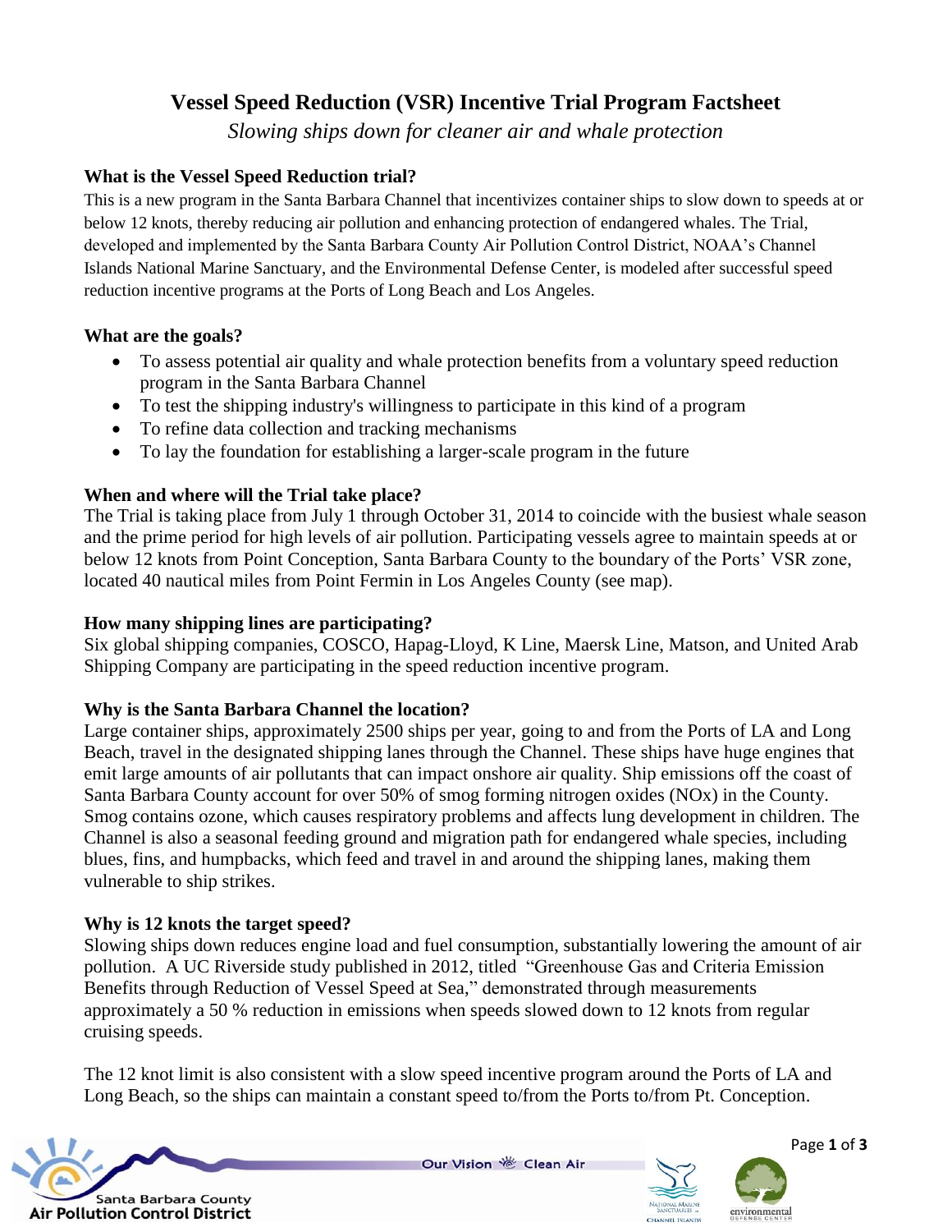# Vessel Speed Reduction (VSR) Incentive Trial Program Factsheet

*Slowing ships down for cleaner air and whale protection*

### What is the Vessel Speed Reduction trial?

This is a new program in the Santa Barbara Channel that incentivizes container ships to slow down to speeds at or below 12 knots, thereby reducing air pollution and enhancing protection of endangered whales. The Trial, developed and implemented by the Santa Barbara County Air Pollution Control District, NOAA's Channel Islands National Marine Sanctuary, and the Environmental Defense Center, is modeled after successful speed reduction incentive programs at the Ports of Long Beach and Los Angeles.

### What are the goals?

- To assess potential air quality and whale protection benefits from a voluntary speed reduction program in the Santa Barbara Channel
- To test the shipping industry's willingness to participate in this kind of a program
- To refine data collection and tracking mechanisms
- To lay the foundation for establishing a larger-scale program in the future

### When and where will the Trial take place?

The Trial is taking place from July 1 through October 31, 2014 to coincide with the busiest whale season and the prime period for high levels of air pollution. Participating vessels agree to maintain speeds at or below 12 knots from Point Conception, Santa Barbara County to the boundary of the Ports' VSR zone, located 40 nautical miles from Point Fermin in Los Angeles County (see map).

### How many shipping lines are participating?

Six global shipping companies, COSCO, Hapag-Lloyd, K Line, Maersk Line, Matson, and United Arab Shipping Company are participating in the speed reduction incentive program.

### Why is the Santa Barbara Channel the location?

Large container ships, approximately 2500 ships per year, going to and from the Ports of LA and Long Beach, travel in the designated shipping lanes through the Channel. These ships have huge engines that emit large amounts of air pollutants that can impact onshore air quality. Ship emissions off the coast of Santa Barbara County account for over 50% of smog forming nitrogen oxides (NOx) in the County. Smog contains ozone, which causes respiratory problems and affects lung development in children. The Channel is also a seasonal feeding ground and migration path for endangered whale species, including blues, fins, and humpbacks, which feed and travel in and around the shipping lanes, making them vulnerable to ship strikes.

### Why is 12 knots the target speed?

Slowing ships down reduces engine load and fuel consumption, substantially lowering the amount of air pollution. A UC Riverside study published in 2012, titled "Greenhouse Gas and Criteria Emission Benefits through Reduction of Vessel Speed at Sea," demonstrated through measurements approximately a 50 % reduction in emissions when speeds slowed down to 12 knots from regular cruising speeds.

The 12 knot limit is also consistent with a slow speed incentive program around the Ports of LA and Long Beach, so the ships can maintain a constant speed to/from the Ports to/from Pt. Conception.

Santa Barbara County Air Pollution Control District

Our Vision Clean Air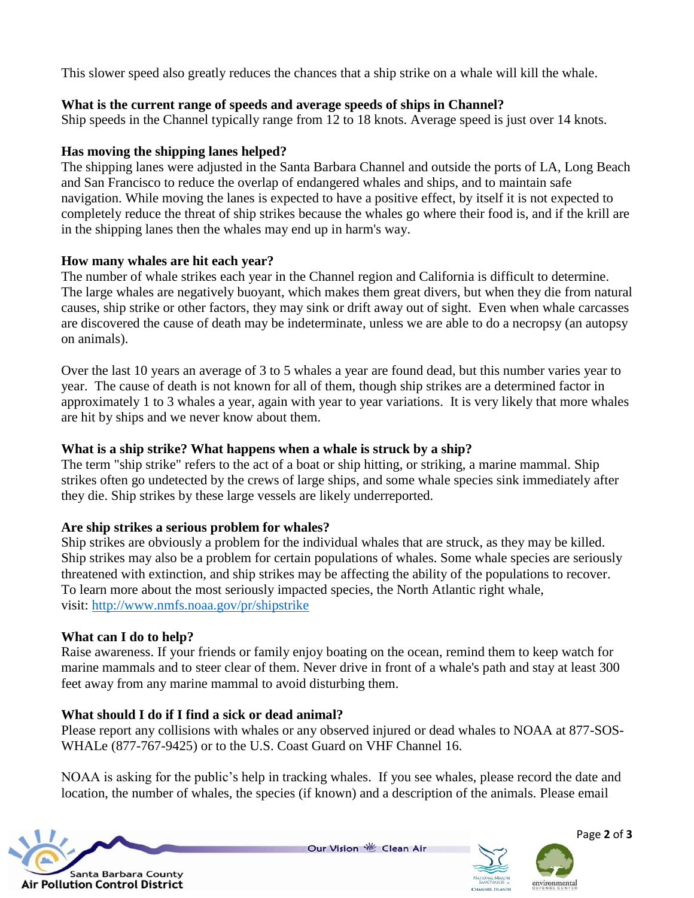This slower speed also greatly reduces the chances that a ship strike on a whale will kill the whale.

**What is the current range of speeds and average speeds of ships in Channel?**
Ship speeds in the Channel typically range from 12 to 18 knots. Average speed is just over 14 knots.

**Has moving the shipping lanes helped?**
The shipping lanes were adjusted in the Santa Barbara Channel and outside the ports of LA, Long Beach and San Francisco to reduce the overlap of endangered whales and ships, and to maintain safe navigation. While moving the lanes is expected to have a positive effect, by itself it is not expected to completely reduce the threat of ship strikes because the whales go where their food is, and if the krill are in the shipping lanes then the whales may end up in harm's way.

**How many whales are hit each year?**
The number of whale strikes each year in the Channel region and California is difficult to determine. The large whales are negatively buoyant, which makes them great divers, but when they die from natural causes, ship strike or other factors, they may sink or drift away out of sight. Even when whale carcasses are discovered the cause of death may be indeterminate, unless we are able to do a necropsy (an autopsy on animals).

Over the last 10 years an average of 3 to 5 whales a year are found dead, but this number varies year to year. The cause of death is not known for all of them, though ship strikes are a determined factor in approximately 1 to 3 whales a year, again with year to year variations. It is very likely that more whales are hit by ships and we never know about them.

**What is a ship strike? What happens when a whale is struck by a ship?**
The term "ship strike" refers to the act of a boat or ship hitting, or striking, a marine mammal. Ship strikes often go undetected by the crews of large ships, and some whale species sink immediately after they die. Ship strikes by these large vessels are likely underreported.

**Are ship strikes a serious problem for whales?**
Ship strikes are obviously a problem for the individual whales that are struck, as they may be killed. Ship strikes may also be a problem for certain populations of whales. Some whale species are seriously threatened with extinction, and ship strikes may be affecting the ability of the populations to recover. To learn more about the most seriously impacted species, the North Atlantic right whale, visit: http://www.nmfs.noaa.gov/pr/shipstrike

**What can I do to help?**
Raise awareness. If your friends or family enjoy boating on the ocean, remind them to keep watch for marine mammals and to steer clear of them. Never drive in front of a whale's path and stay at least 300 feet away from any marine mammal to avoid disturbing them.

**What should I do if I find a sick or dead animal?**
Please report any collisions with whales or any observed injured or dead whales to NOAA at 877-SOS-WHALe (877-767-9425) or to the U.S. Coast Guard on VHF Channel 16.

NOAA is asking for the public's help in tracking whales. If you see whales, please record the date and location, the number of whales, the species (if known) and a description of the animals. Please email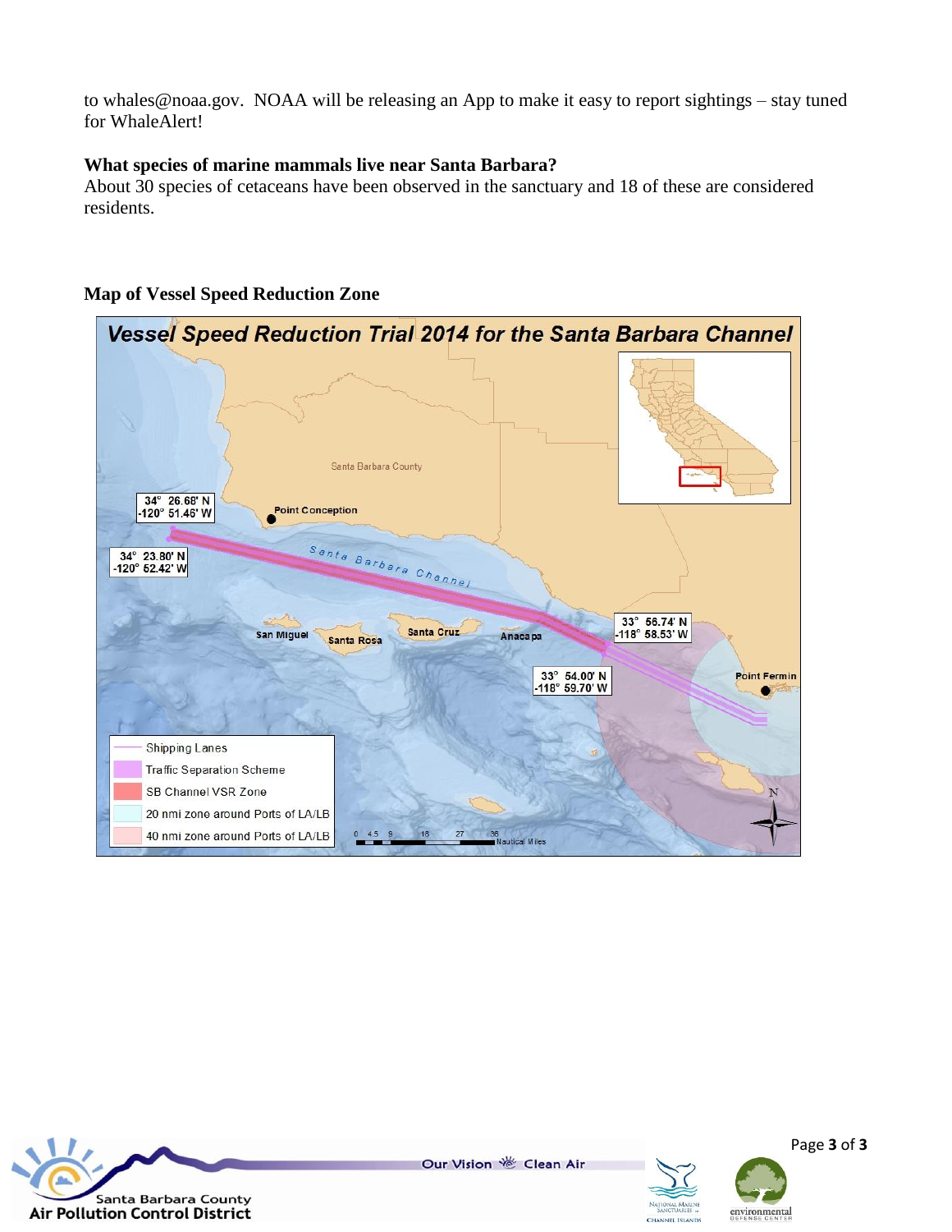to whales@noaa.gov.  NOAA will be releasing an App to make it easy to report sightings – stay tuned for WhaleAlert!

**What species of marine mammals live near Santa Barbara?**

About 30 species of cetaceans have been observed in the sanctuary and 18 of these are considered residents.

**Map of Vessel Speed Reduction Zone**

Vessel Speed Reduction Trial 2014 for the Santa Barbara Channel

Santa Barbara County

34° 26.68' N
-120° 51.46' W

34° 23.80' N
-120° 52.42' W

Point Conception

Santa Barbara Channel

San Miguel

Santa Rosa

Santa Cruz

Anacapa

33° 56.74' N
-118° 58.53' W

33° 54.00' N
-118° 59.70' W

Point Fermin

Shipping Lanes

Traffic Separation Scheme

SB Channel VSR Zone

20 nmi zone around Ports of LA/LB

40 nmi zone around Ports of LA/LB

0 4.5 9 18 27 36 Nautical Miles

N